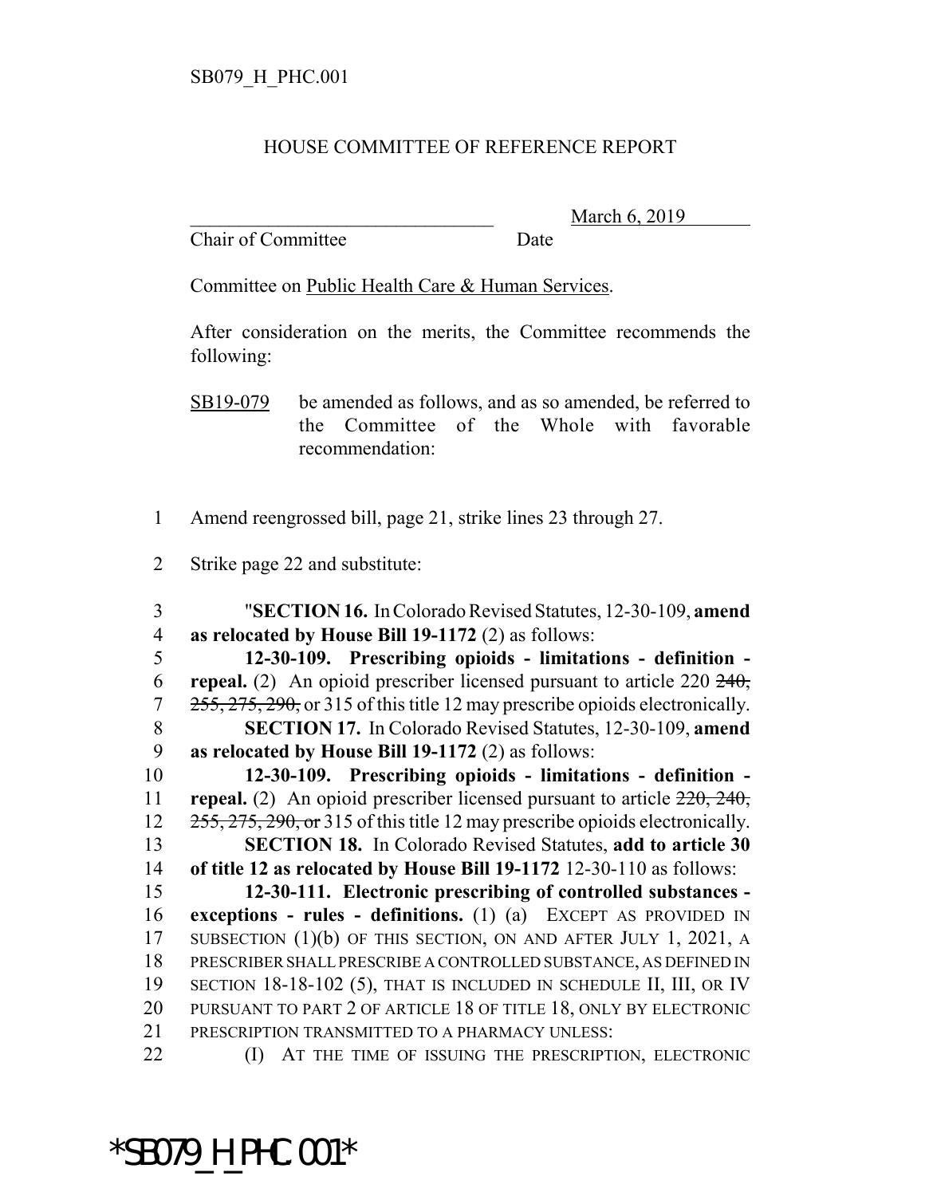SB079_H_PHC.001

HOUSE COMMITTEE OF REFERENCE REPORT

________________________________ March 6, 2019
Chair of Committee Date

Committee on Public Health Care & Human Services.

After consideration on the merits, the Committee recommends the following:

SB19-079 be amended as follows, and as so amended, be referred to the Committee of the Whole with favorable recommendation:

1 Amend reengrossed bill, page 21, strike lines 23 through 27.

2 Strike page 22 and substitute:

3 "**SECTION 16.** In Colorado Revised Statutes, 12-30-109, **amend**
4 **as relocated by House Bill 19-1172** (2) as follows:
5 **12-30-109. Prescribing opioids - limitations - definition -**
6 **repeal.** (2) An opioid prescriber licensed pursuant to article 220 ~~240,~~
7 ~~255, 275, 290,~~ or 315 of this title 12 may prescribe opioids electronically.
8 **SECTION 17.** In Colorado Revised Statutes, 12-30-109, **amend**
9 **as relocated by House Bill 19-1172** (2) as follows:
10 **12-30-109. Prescribing opioids - limitations - definition -**
11 **repeal.** (2) An opioid prescriber licensed pursuant to article ~~220, 240,~~
12 ~~255, 275, 290, or~~ 315 of this title 12 may prescribe opioids electronically.
13 **SECTION 18.** In Colorado Revised Statutes, **add to article 30**
14 **of title 12 as relocated by House Bill 19-1172** 12-30-110 as follows:
15 **12-30-111. Electronic prescribing of controlled substances -**
16 **exceptions - rules - definitions.** (1) (a) EXCEPT AS PROVIDED IN
17 SUBSECTION (1)(b) OF THIS SECTION, ON AND AFTER JULY 1, 2021, A
18 PRESCRIBER SHALL PRESCRIBE A CONTROLLED SUBSTANCE, AS DEFINED IN
19 SECTION 18-18-102 (5), THAT IS INCLUDED IN SCHEDULE II, III, OR IV
20 PURSUANT TO PART 2 OF ARTICLE 18 OF TITLE 18, ONLY BY ELECTRONIC
21 PRESCRIPTION TRANSMITTED TO A PHARMACY UNLESS:
22 (I) AT THE TIME OF ISSUING THE PRESCRIPTION, ELECTRONIC

*SB079_H_PHC.001*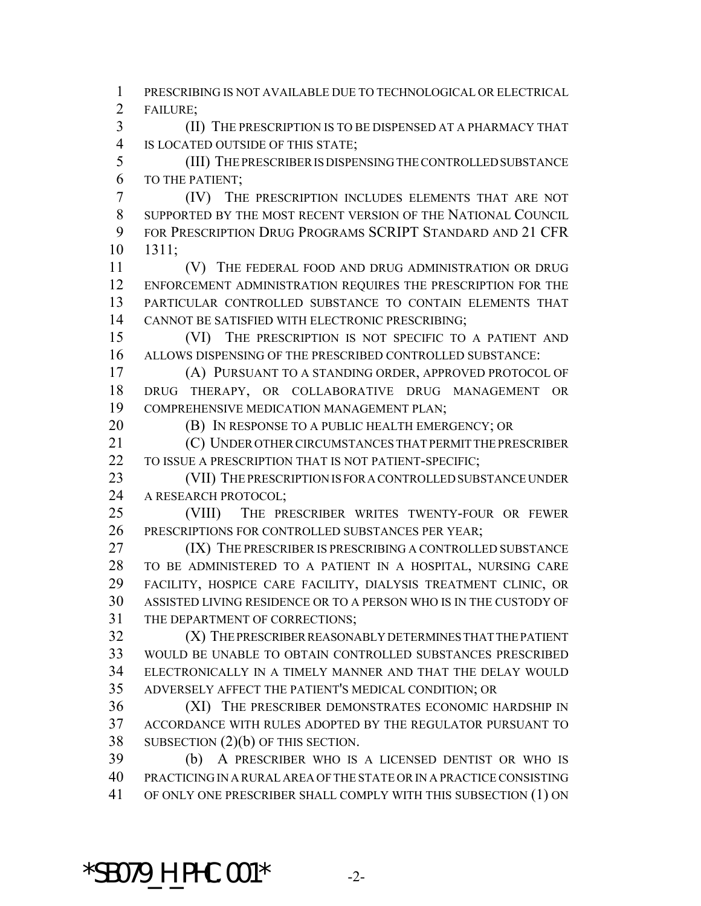PRESCRIBING IS NOT AVAILABLE DUE TO TECHNOLOGICAL OR ELECTRICAL FAILURE;

(II) THE PRESCRIPTION IS TO BE DISPENSED AT A PHARMACY THAT IS LOCATED OUTSIDE OF THIS STATE;

(III) THE PRESCRIBER IS DISPENSING THE CONTROLLED SUBSTANCE TO THE PATIENT;

(IV) THE PRESCRIPTION INCLUDES ELEMENTS THAT ARE NOT SUPPORTED BY THE MOST RECENT VERSION OF THE NATIONAL COUNCIL FOR PRESCRIPTION DRUG PROGRAMS SCRIPT STANDARD AND 21 CFR 1311;

(V) THE FEDERAL FOOD AND DRUG ADMINISTRATION OR DRUG ENFORCEMENT ADMINISTRATION REQUIRES THE PRESCRIPTION FOR THE PARTICULAR CONTROLLED SUBSTANCE TO CONTAIN ELEMENTS THAT CANNOT BE SATISFIED WITH ELECTRONIC PRESCRIBING;

(VI) THE PRESCRIPTION IS NOT SPECIFIC TO A PATIENT AND ALLOWS DISPENSING OF THE PRESCRIBED CONTROLLED SUBSTANCE:

(A) PURSUANT TO A STANDING ORDER, APPROVED PROTOCOL OF DRUG THERAPY, OR COLLABORATIVE DRUG MANAGEMENT OR COMPREHENSIVE MEDICATION MANAGEMENT PLAN;

(B) IN RESPONSE TO A PUBLIC HEALTH EMERGENCY; OR

(C) UNDER OTHER CIRCUMSTANCES THAT PERMIT THE PRESCRIBER TO ISSUE A PRESCRIPTION THAT IS NOT PATIENT-SPECIFIC;

(VII) THE PRESCRIPTION IS FOR A CONTROLLED SUBSTANCE UNDER A RESEARCH PROTOCOL;

(VIII) THE PRESCRIBER WRITES TWENTY-FOUR OR FEWER PRESCRIPTIONS FOR CONTROLLED SUBSTANCES PER YEAR;

(IX) THE PRESCRIBER IS PRESCRIBING A CONTROLLED SUBSTANCE TO BE ADMINISTERED TO A PATIENT IN A HOSPITAL, NURSING CARE FACILITY, HOSPICE CARE FACILITY, DIALYSIS TREATMENT CLINIC, OR ASSISTED LIVING RESIDENCE OR TO A PERSON WHO IS IN THE CUSTODY OF THE DEPARTMENT OF CORRECTIONS;

(X) THE PRESCRIBER REASONABLY DETERMINES THAT THE PATIENT WOULD BE UNABLE TO OBTAIN CONTROLLED SUBSTANCES PRESCRIBED ELECTRONICALLY IN A TIMELY MANNER AND THAT THE DELAY WOULD ADVERSELY AFFECT THE PATIENT'S MEDICAL CONDITION; OR

(XI) THE PRESCRIBER DEMONSTRATES ECONOMIC HARDSHIP IN ACCORDANCE WITH RULES ADOPTED BY THE REGULATOR PURSUANT TO SUBSECTION (2)(b) OF THIS SECTION.

(b) A PRESCRIBER WHO IS A LICENSED DENTIST OR WHO IS PRACTICING IN A RURAL AREA OF THE STATE OR IN A PRACTICE CONSISTING OF ONLY ONE PRESCRIBER SHALL COMPLY WITH THIS SUBSECTION (1) ON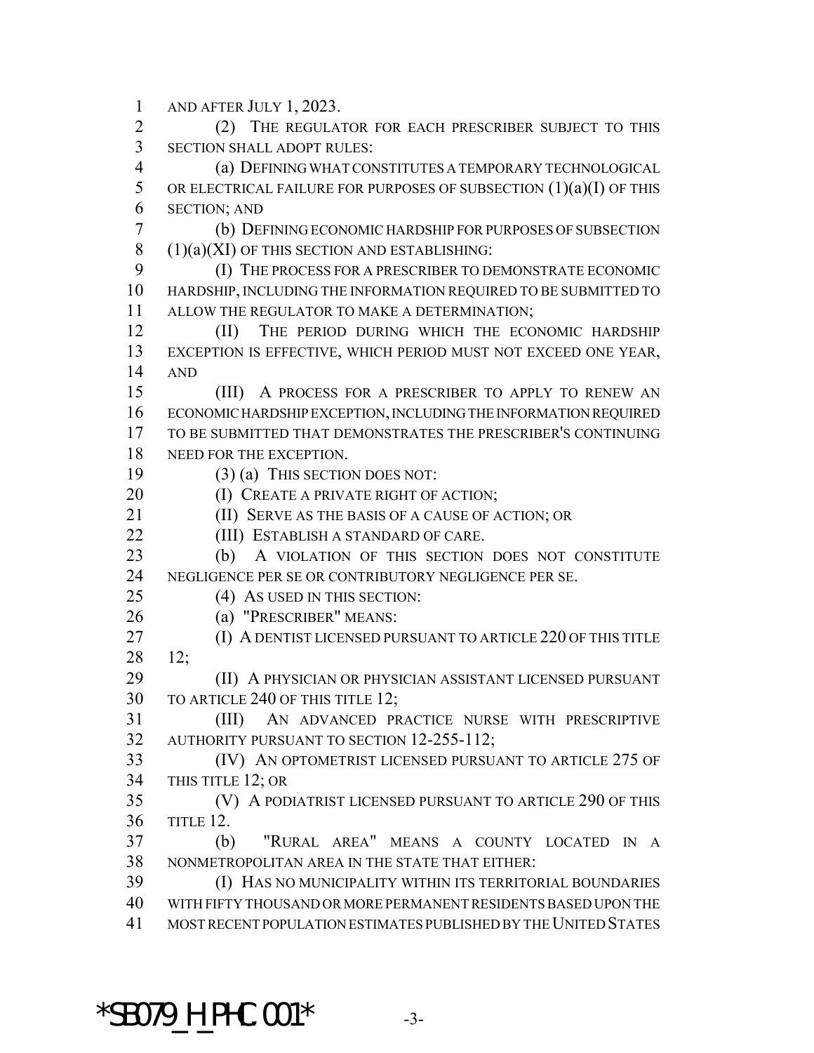AND AFTER JULY 1, 2023.

(2) THE REGULATOR FOR EACH PRESCRIBER SUBJECT TO THIS SECTION SHALL ADOPT RULES:

(a) DEFINING WHAT CONSTITUTES A TEMPORARY TECHNOLOGICAL OR ELECTRICAL FAILURE FOR PURPOSES OF SUBSECTION (1)(a)(I) OF THIS SECTION; AND

(b) DEFINING ECONOMIC HARDSHIP FOR PURPOSES OF SUBSECTION (1)(a)(XI) OF THIS SECTION AND ESTABLISHING:

(I) THE PROCESS FOR A PRESCRIBER TO DEMONSTRATE ECONOMIC HARDSHIP, INCLUDING THE INFORMATION REQUIRED TO BE SUBMITTED TO ALLOW THE REGULATOR TO MAKE A DETERMINATION;

(II) THE PERIOD DURING WHICH THE ECONOMIC HARDSHIP EXCEPTION IS EFFECTIVE, WHICH PERIOD MUST NOT EXCEED ONE YEAR, AND

(III) A PROCESS FOR A PRESCRIBER TO APPLY TO RENEW AN ECONOMIC HARDSHIP EXCEPTION, INCLUDING THE INFORMATION REQUIRED TO BE SUBMITTED THAT DEMONSTRATES THE PRESCRIBER'S CONTINUING NEED FOR THE EXCEPTION.

(3) (a) THIS SECTION DOES NOT:

(I) CREATE A PRIVATE RIGHT OF ACTION;

(II) SERVE AS THE BASIS OF A CAUSE OF ACTION; OR

(III) ESTABLISH A STANDARD OF CARE.

(b) A VIOLATION OF THIS SECTION DOES NOT CONSTITUTE NEGLIGENCE PER SE OR CONTRIBUTORY NEGLIGENCE PER SE.

(4) AS USED IN THIS SECTION:

(a) "PRESCRIBER" MEANS:

(I) A DENTIST LICENSED PURSUANT TO ARTICLE 220 OF THIS TITLE 12;

(II) A PHYSICIAN OR PHYSICIAN ASSISTANT LICENSED PURSUANT TO ARTICLE 240 OF THIS TITLE 12;

(III) AN ADVANCED PRACTICE NURSE WITH PRESCRIPTIVE AUTHORITY PURSUANT TO SECTION 12-255-112;

(IV) AN OPTOMETRIST LICENSED PURSUANT TO ARTICLE 275 OF THIS TITLE 12; OR

(V) A PODIATRIST LICENSED PURSUANT TO ARTICLE 290 OF THIS TITLE 12.

(b) "RURAL AREA" MEANS A COUNTY LOCATED IN A NONMETROPOLITAN AREA IN THE STATE THAT EITHER:

(I) HAS NO MUNICIPALITY WITHIN ITS TERRITORIAL BOUNDARIES WITH FIFTY THOUSAND OR MORE PERMANENT RESIDENTS BASED UPON THE MOST RECENT POPULATION ESTIMATES PUBLISHED BY THE UNITED STATES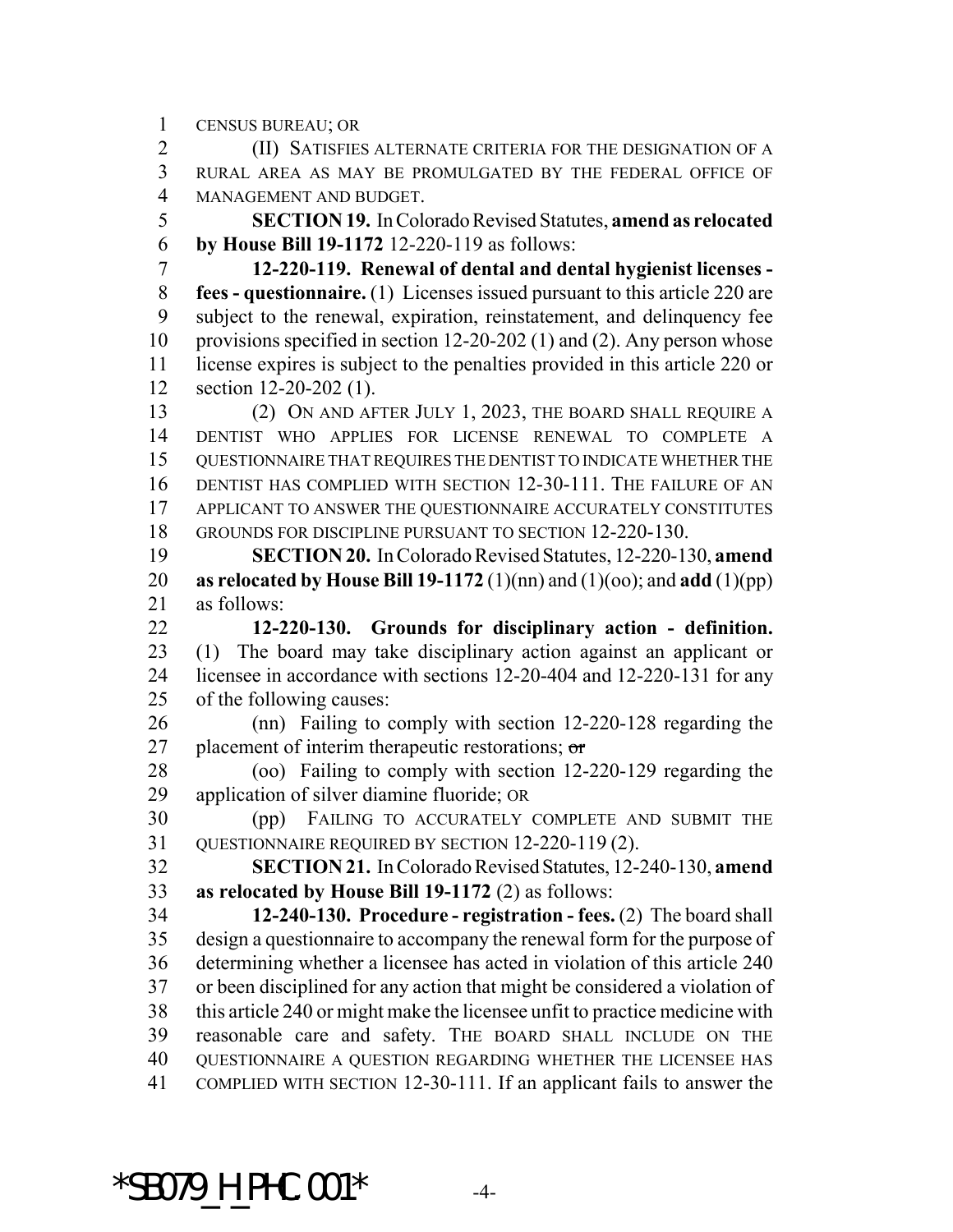CENSUS BUREAU; OR

(II) SATISFIES ALTERNATE CRITERIA FOR THE DESIGNATION OF A RURAL AREA AS MAY BE PROMULGATED BY THE FEDERAL OFFICE OF MANAGEMENT AND BUDGET.

**SECTION 19.** In Colorado Revised Statutes, **amend as relocated by House Bill 19-1172** 12-220-119 as follows:

**12-220-119. Renewal of dental and dental hygienist licenses - fees - questionnaire.** (1) Licenses issued pursuant to this article 220 are subject to the renewal, expiration, reinstatement, and delinquency fee provisions specified in section 12-20-202 (1) and (2). Any person whose license expires is subject to the penalties provided in this article 220 or section 12-20-202 (1).

(2) ON AND AFTER JULY 1, 2023, THE BOARD SHALL REQUIRE A DENTIST WHO APPLIES FOR LICENSE RENEWAL TO COMPLETE A QUESTIONNAIRE THAT REQUIRES THE DENTIST TO INDICATE WHETHER THE DENTIST HAS COMPLIED WITH SECTION 12-30-111. THE FAILURE OF AN APPLICANT TO ANSWER THE QUESTIONNAIRE ACCURATELY CONSTITUTES GROUNDS FOR DISCIPLINE PURSUANT TO SECTION 12-220-130.

**SECTION 20.** In Colorado Revised Statutes, 12-220-130, **amend as relocated by House Bill 19-1172** (1)(nn) and (1)(oo); and **add** (1)(pp) as follows:

**12-220-130. Grounds for disciplinary action - definition.** (1) The board may take disciplinary action against an applicant or licensee in accordance with sections 12-20-404 and 12-220-131 for any of the following causes:

(nn) Failing to comply with section 12-220-128 regarding the placement of interim therapeutic restorations; ~~or~~

(oo) Failing to comply with section 12-220-129 regarding the application of silver diamine fluoride; OR

(pp) FAILING TO ACCURATELY COMPLETE AND SUBMIT THE QUESTIONNAIRE REQUIRED BY SECTION 12-220-119 (2).

**SECTION 21.** In Colorado Revised Statutes, 12-240-130, **amend as relocated by House Bill 19-1172** (2) as follows:

**12-240-130. Procedure - registration - fees.** (2) The board shall design a questionnaire to accompany the renewal form for the purpose of determining whether a licensee has acted in violation of this article 240 or been disciplined for any action that might be considered a violation of this article 240 or might make the licensee unfit to practice medicine with reasonable care and safety. THE BOARD SHALL INCLUDE ON THE QUESTIONNAIRE A QUESTION REGARDING WHETHER THE LICENSEE HAS COMPLIED WITH SECTION 12-30-111. If an applicant fails to answer the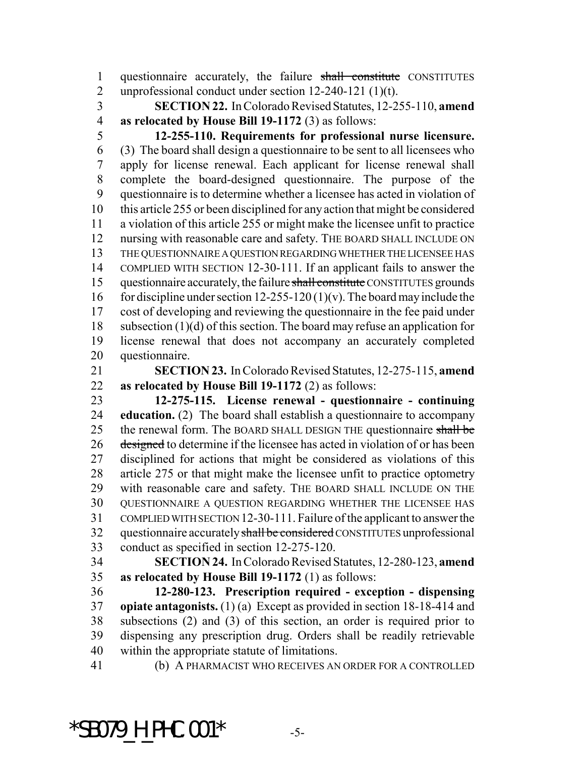questionnaire accurately, the failure ~~shall constitute~~ CONSTITUTES unprofessional conduct under section 12-240-121 (1)(t).

**SECTION 22.** In Colorado Revised Statutes, 12-255-110, **amend as relocated by House Bill 19-1172** (3) as follows:

**12-255-110. Requirements for professional nurse licensure.** (3) The board shall design a questionnaire to be sent to all licensees who apply for license renewal. Each applicant for license renewal shall complete the board-designed questionnaire. The purpose of the questionnaire is to determine whether a licensee has acted in violation of this article 255 or been disciplined for any action that might be considered a violation of this article 255 or might make the licensee unfit to practice nursing with reasonable care and safety. THE BOARD SHALL INCLUDE ON THE QUESTIONNAIRE A QUESTION REGARDING WHETHER THE LICENSEE HAS COMPLIED WITH SECTION 12-30-111. If an applicant fails to answer the questionnaire accurately, the failure ~~shall constitute~~ CONSTITUTES grounds for discipline under section 12-255-120 (1)(v). The board may include the cost of developing and reviewing the questionnaire in the fee paid under subsection (1)(d) of this section. The board may refuse an application for license renewal that does not accompany an accurately completed questionnaire.

**SECTION 23.** In Colorado Revised Statutes, 12-275-115, **amend as relocated by House Bill 19-1172** (2) as follows:

**12-275-115. License renewal - questionnaire - continuing education.** (2) The board shall establish a questionnaire to accompany the renewal form. The BOARD SHALL DESIGN THE questionnaire ~~shall be designed~~ to determine if the licensee has acted in violation of or has been disciplined for actions that might be considered as violations of this article 275 or that might make the licensee unfit to practice optometry with reasonable care and safety. THE BOARD SHALL INCLUDE ON THE QUESTIONNAIRE A QUESTION REGARDING WHETHER THE LICENSEE HAS COMPLIED WITH SECTION 12-30-111. Failure of the applicant to answer the questionnaire accurately ~~shall be considered~~ CONSTITUTES unprofessional conduct as specified in section 12-275-120.

**SECTION 24.** In Colorado Revised Statutes, 12-280-123, **amend as relocated by House Bill 19-1172** (1) as follows:

**12-280-123. Prescription required - exception - dispensing opiate antagonists.** (1) (a) Except as provided in section 18-18-414 and subsections (2) and (3) of this section, an order is required prior to dispensing any prescription drug. Orders shall be readily retrievable within the appropriate statute of limitations.

(b) A PHARMACIST WHO RECEIVES AN ORDER FOR A CONTROLLED

*SB079_H_PHC.001*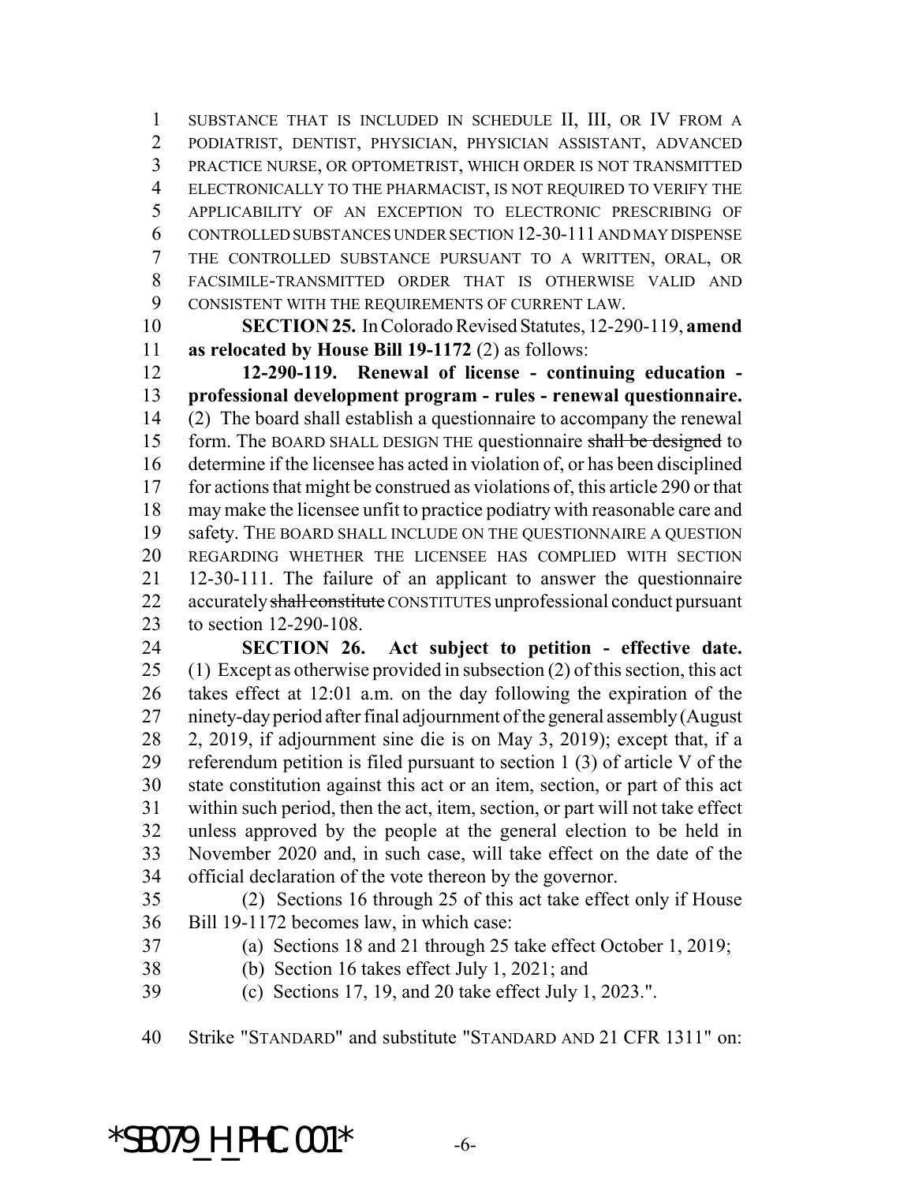SUBSTANCE THAT IS INCLUDED IN SCHEDULE II, III, OR IV FROM A PODIATRIST, DENTIST, PHYSICIAN, PHYSICIAN ASSISTANT, ADVANCED PRACTICE NURSE, OR OPTOMETRIST, WHICH ORDER IS NOT TRANSMITTED ELECTRONICALLY TO THE PHARMACIST, IS NOT REQUIRED TO VERIFY THE APPLICABILITY OF AN EXCEPTION TO ELECTRONIC PRESCRIBING OF CONTROLLED SUBSTANCES UNDER SECTION 12-30-111 AND MAY DISPENSE THE CONTROLLED SUBSTANCE PURSUANT TO A WRITTEN, ORAL, OR FACSIMILE-TRANSMITTED ORDER THAT IS OTHERWISE VALID AND CONSISTENT WITH THE REQUIREMENTS OF CURRENT LAW.

**SECTION 25.** In Colorado Revised Statutes, 12-290-119, **amend as relocated by House Bill 19-1172** (2) as follows:

**12-290-119. Renewal of license - continuing education - professional development program - rules - renewal questionnaire.** (2) The board shall establish a questionnaire to accompany the renewal form. The BOARD SHALL DESIGN THE questionnaire ~~shall be designed~~ to determine if the licensee has acted in violation of, or has been disciplined for actions that might be construed as violations of, this article 290 or that may make the licensee unfit to practice podiatry with reasonable care and safety. THE BOARD SHALL INCLUDE ON THE QUESTIONNAIRE A QUESTION REGARDING WHETHER THE LICENSEE HAS COMPLIED WITH SECTION 12-30-111. The failure of an applicant to answer the questionnaire accurately ~~shall constitute~~ CONSTITUTES unprofessional conduct pursuant to section 12-290-108.

**SECTION 26. Act subject to petition - effective date.** (1) Except as otherwise provided in subsection (2) of this section, this act takes effect at 12:01 a.m. on the day following the expiration of the ninety-day period after final adjournment of the general assembly (August 2, 2019, if adjournment sine die is on May 3, 2019); except that, if a referendum petition is filed pursuant to section 1 (3) of article V of the state constitution against this act or an item, section, or part of this act within such period, then the act, item, section, or part will not take effect unless approved by the people at the general election to be held in November 2020 and, in such case, will take effect on the date of the official declaration of the vote thereon by the governor.

(2) Sections 16 through 25 of this act take effect only if House Bill 19-1172 becomes law, in which case:

(a) Sections 18 and 21 through 25 take effect October 1, 2019;

(b) Section 16 takes effect July 1, 2021; and

(c) Sections 17, 19, and 20 take effect July 1, 2023.".

Strike "STANDARD" and substitute "STANDARD AND 21 CFR 1311" on:

*SB079_H_PHC.001*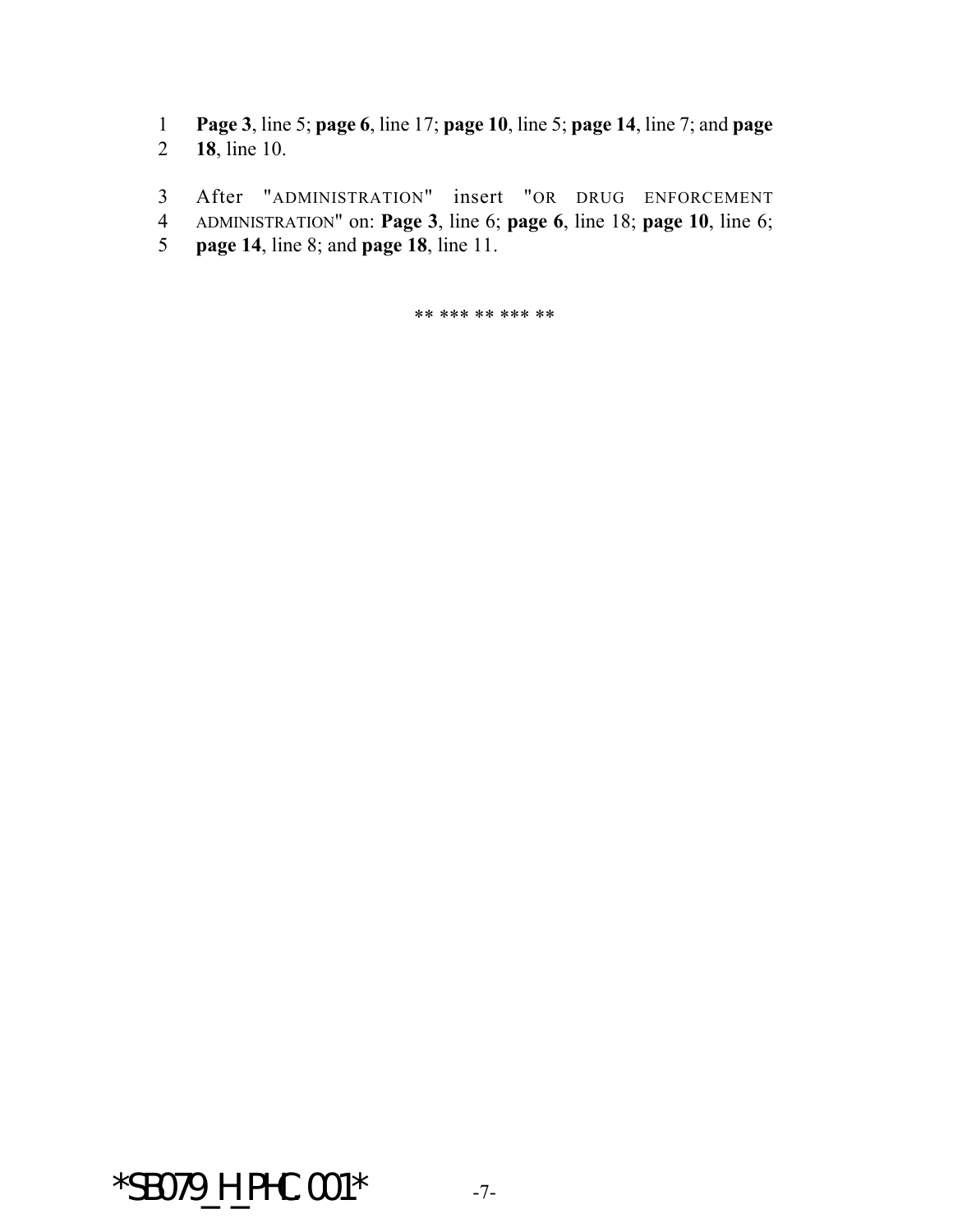1 **Page 3**, line 5; **page 6**, line 17; **page 10**, line 5; **page 14**, line 7; and **page**
2 **18**, line 10.

3 After "ADMINISTRATION" insert "OR DRUG ENFORCEMENT
4 ADMINISTRATION" on: **Page 3**, line 6; **page 6**, line 18; **page 10**, line 6;
5 **page 14**, line 8; and **page 18**, line 11.

** *** ** *** **

*SB079_H_PHC.001*